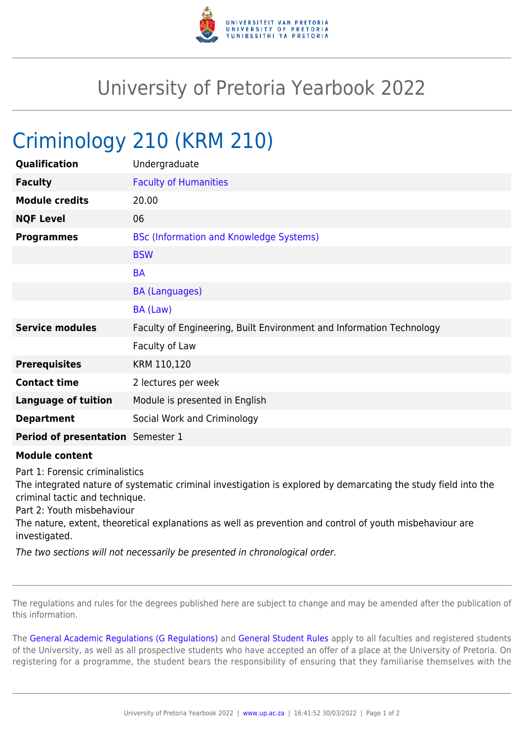# University of Pretoria Yearbook 2022

## Criminology 210 (KRM 210)

| | |
|---|---|
| **Qualification** | Undergraduate |
| **Faculty** | Faculty of Humanities |
| **Module credits** | 20.00 |
| **NQF Level** | 06 |
| **Programmes** | BSc (Information and Knowledge Systems) |
| | BSW |
| | BA |
| | BA (Languages) |
| | BA (Law) |
| **Service modules** | Faculty of Engineering, Built Environment and Information Technology |
| | Faculty of Law |
| **Prerequisites** | KRM 110,120 |
| **Contact time** | 2 lectures per week |
| **Language of tuition** | Module is presented in English |
| **Department** | Social Work and Criminology |
| **Period of presentation** | Semester 1 |

**Module content**

Part 1: Forensic criminalistics
The integrated nature of systematic criminal investigation is explored by demarcating the study field into the criminal tactic and technique.
Part 2: Youth misbehaviour
The nature, extent, theoretical explanations as well as prevention and control of youth misbehaviour are investigated.

*The two sections will not necessarily be presented in chronological order.*

The regulations and rules for the degrees published here are subject to change and may be amended after the publication of this information.

The General Academic Regulations (G Regulations) and General Student Rules apply to all faculties and registered students of the University, as well as all prospective students who have accepted an offer of a place at the University of Pretoria. On registering for a programme, the student bears the responsibility of ensuring that they familiarise themselves with the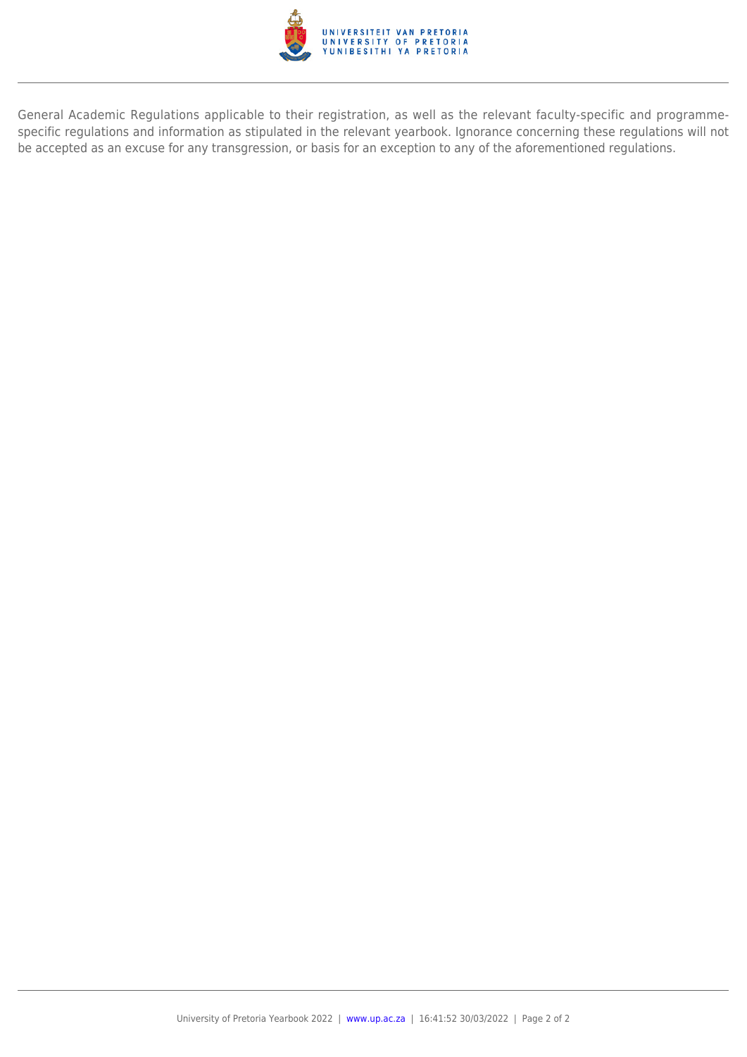General Academic Regulations applicable to their registration, as well as the relevant faculty-specific and programme-specific regulations and information as stipulated in the relevant yearbook. Ignorance concerning these regulations will not be accepted as an excuse for any transgression, or basis for an exception to any of the aforementioned regulations.